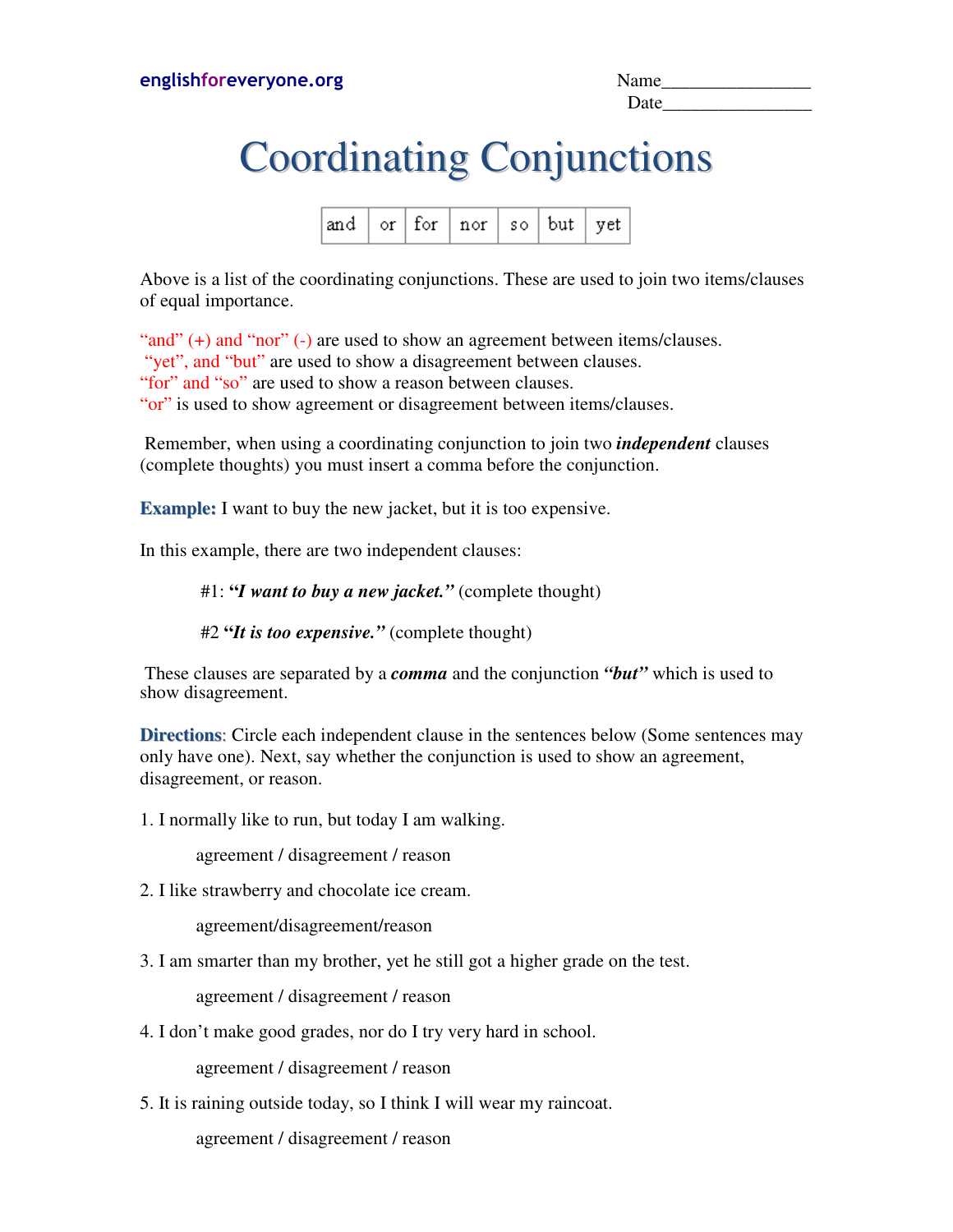englishforeveryone.org

Name________________
Date________________

# Coordinating Conjunctions

| and | or | for | nor | so | but | yet |
|---|---|---|---|---|---|---|

Above is a list of the coordinating conjunctions. These are used to join two items/clauses of equal importance.

"and" (+) and "nor" (-) are used to show an agreement between items/clauses.
"yet", and "but" are used to show a disagreement between clauses.
"for" and "so" are used to show a reason between clauses.
"or" is used to show agreement or disagreement between items/clauses.

Remember, when using a coordinating conjunction to join two ***independent*** clauses (complete thoughts) you must insert a comma before the conjunction.

**Example:** I want to buy the new jacket, but it is too expensive.

In this example, there are two independent clauses:

#1: ***"I want to buy a new jacket."*** (complete thought)

#2 ***"It is too expensive."*** (complete thought)

These clauses are separated by a ***comma*** and the conjunction ***"but"*** which is used to show disagreement.

**Directions**: Circle each independent clause in the sentences below (Some sentences may only have one). Next, say whether the conjunction is used to show an agreement, disagreement, or reason.

1. I normally like to run, but today I am walking.

   agreement / disagreement / reason

2. I like strawberry and chocolate ice cream.

   agreement/disagreement/reason

3. I am smarter than my brother, yet he still got a higher grade on the test.

   agreement / disagreement / reason

4. I don't make good grades, nor do I try very hard in school.

   agreement / disagreement / reason

5. It is raining outside today, so I think I will wear my raincoat.

   agreement / disagreement / reason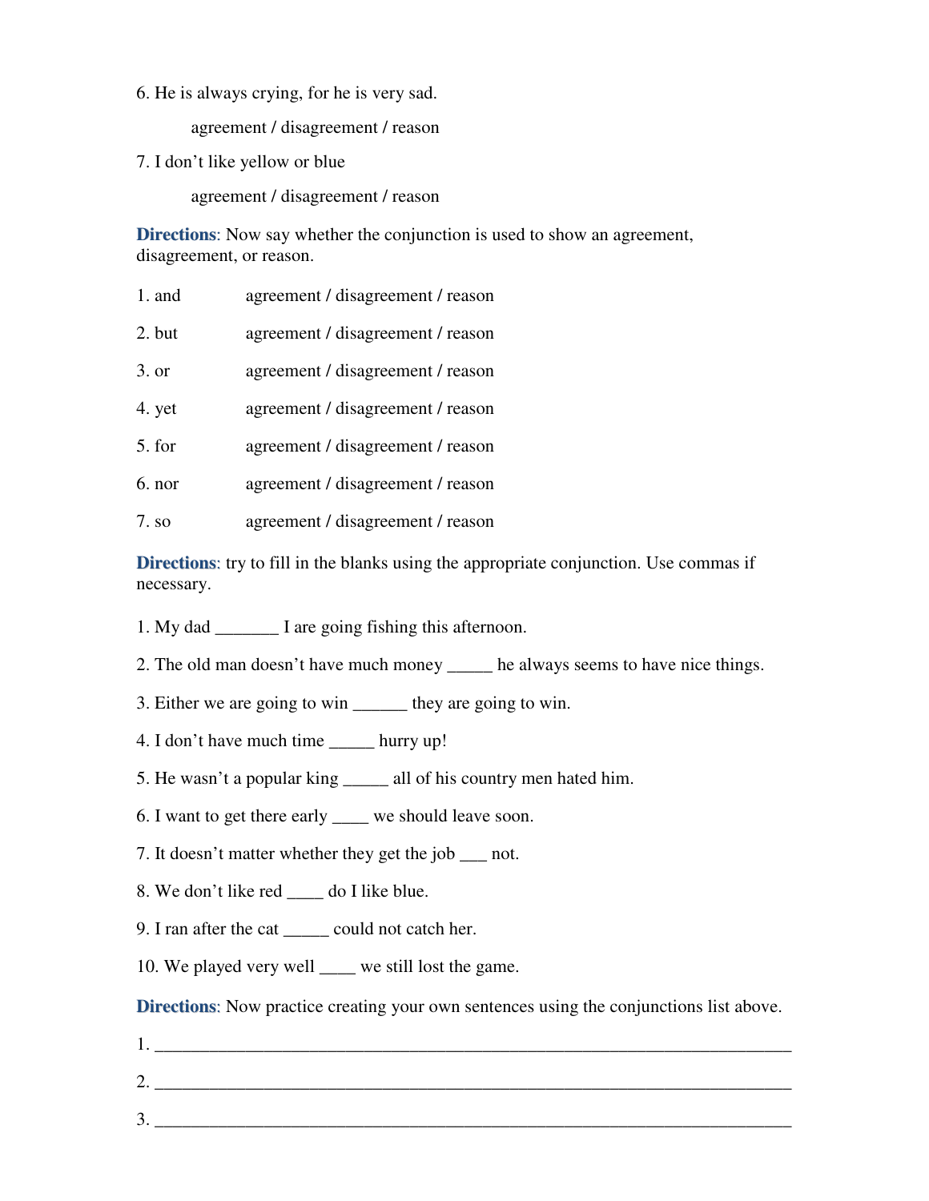6. He is always crying, for he is very sad.

agreement / disagreement / reason

7. I don't like yellow or blue

agreement / disagreement / reason

**Directions**: Now say whether the conjunction is used to show an agreement, disagreement, or reason.

1. and agreement / disagreement / reason
2. but agreement / disagreement / reason
3. or agreement / disagreement / reason
4. yet agreement / disagreement / reason
5. for agreement / disagreement / reason
6. nor agreement / disagreement / reason
7. so agreement / disagreement / reason

**Directions**: try to fill in the blanks using the appropriate conjunction. Use commas if necessary.

1. My dad _______ I are going fishing this afternoon.
2. The old man doesn't have much money _____ he always seems to have nice things.
3. Either we are going to win ______ they are going to win.
4. I don't have much time _____ hurry up!
5. He wasn't a popular king _____ all of his country men hated him.
6. I want to get there early ____ we should leave soon.
7. It doesn't matter whether they get the job ___ not.
8. We don't like red ____ do I like blue.
9. I ran after the cat _____ could not catch her.
10. We played very well ____ we still lost the game.

**Directions**: Now practice creating your own sentences using the conjunctions list above.

1. ________________________________________________________________________
2. ________________________________________________________________________
3. ________________________________________________________________________